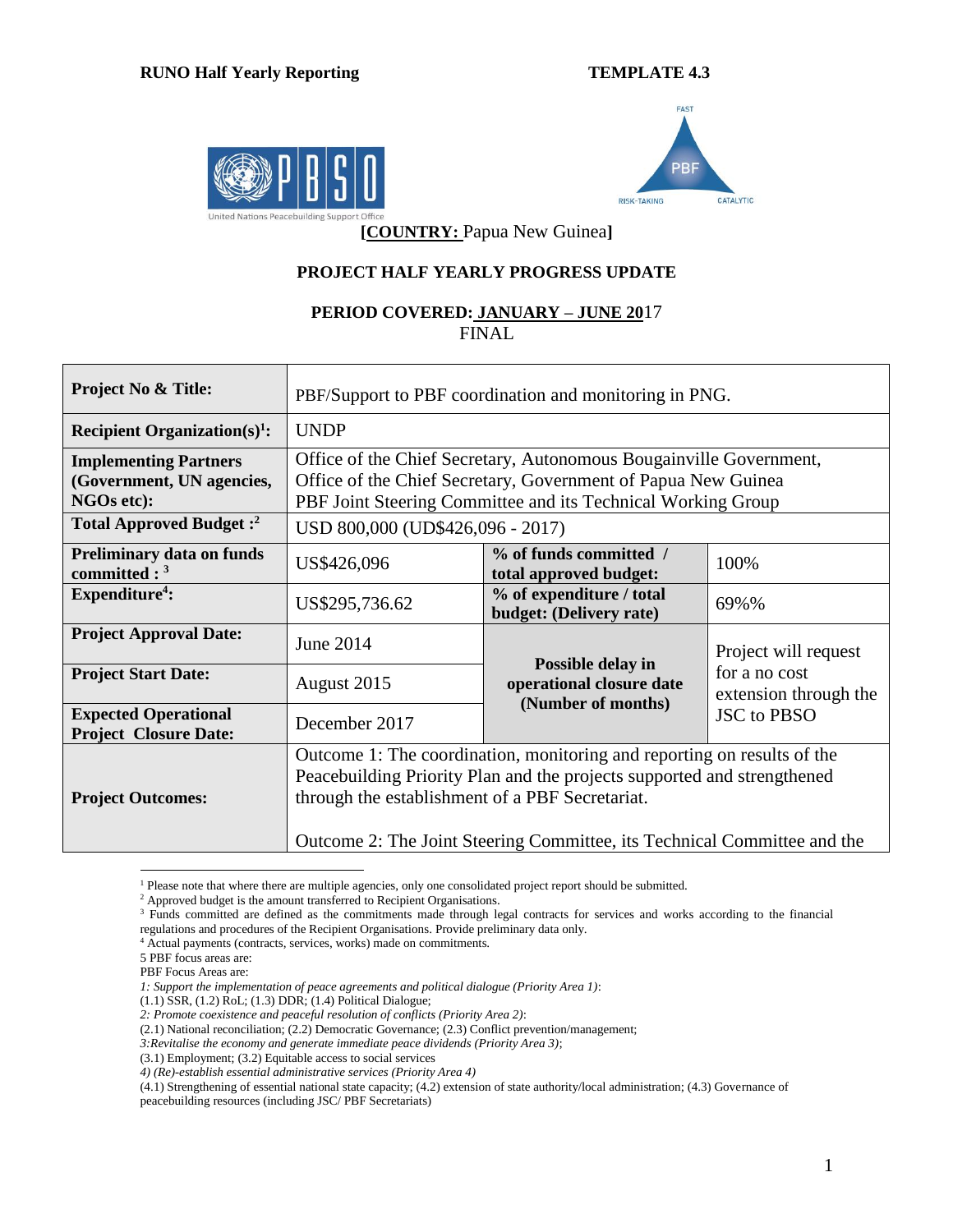**RUNO Half Yearly Reporting** **TEMPLATE 4.3**

**[COUNTRY:** Papua New Guinea**]**

## PROJECT HALF YEARLY PROGRESS UPDATE

**PERIOD COVERED: JANUARY – JUNE 20**17
FINAL

| **Project No & Title:** | PBF/Support to PBF coordination and monitoring in PNG. | | |
|---|---|---|---|
| **Recipient Organization(s)[1]:** | UNDP | | |
| **Implementing Partners (Government, UN agencies, NGOs etc):** | Office of the Chief Secretary, Autonomous Bougainville Government, Office of the Chief Secretary, Government of Papua New Guinea PBF Joint Steering Committee and its Technical Working Group | | |
| **Total Approved Budget :[2]** | USD 800,000 (UD$426,096 - 2017) | | |
| **Preliminary data on funds committed : [3]** | US$426,096 | **% of funds committed / total approved budget:** | 100% |
| **Expenditure[4]:** | US$295,736.62 | **% of expenditure / total budget: (Delivery rate)** | 69%% |
| **Project Approval Date:** | June 2014 | **Possible delay in operational closure date (Number of months)** | Project will request for a no cost extension through the JSC to PBSO |
| **Project Start Date:** | August 2015 | | |
| **Expected Operational Project Closure Date:** | December 2017 | | |
| **Project Outcomes:** | Outcome 1: The coordination, monitoring and reporting on results of the Peacebuilding Priority Plan and the projects supported and strengthened through the establishment of a PBF Secretariat.<br><br>Outcome 2: The Joint Steering Committee, its Technical Committee and the | | |

[1] Please note that where there are multiple agencies, only one consolidated project report should be submitted.
[2] Approved budget is the amount transferred to Recipient Organisations.
[3] Funds committed are defined as the commitments made through legal contracts for services and works according to the financial regulations and procedures of the Recipient Organisations. Provide preliminary data only.
[4] Actual payments (contracts, services, works) made on commitments.
5 PBF focus areas are:
PBF Focus Areas are:
*1: Support the implementation of peace agreements and political dialogue (Priority Area 1)*:
(1.1) SSR, (1.2) RoL; (1.3) DDR; (1.4) Political Dialogue;
*2: Promote coexistence and peaceful resolution of conflicts (Priority Area 2)*:
(2.1) National reconciliation; (2.2) Democratic Governance; (2.3) Conflict prevention/management;
*3:Revitalise the economy and generate immediate peace dividends (Priority Area 3)*;
(3.1) Employment; (3.2) Equitable access to social services
*4) (Re)-establish essential administrative services (Priority Area 4)*
(4.1) Strengthening of essential national state capacity; (4.2) extension of state authority/local administration; (4.3) Governance of peacebuilding resources (including JSC/ PBF Secretariats)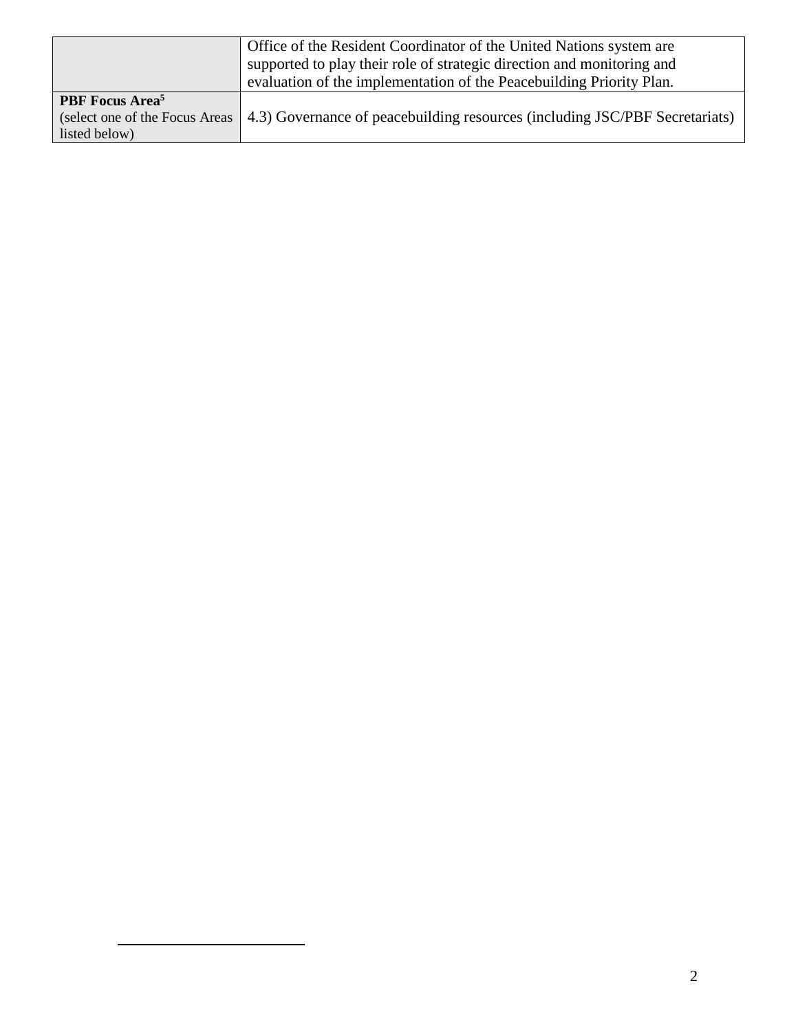| | |
|---|---|
| | Office of the Resident Coordinator of the United Nations system are supported to play their role of strategic direction and monitoring and evaluation of the implementation of the Peacebuilding Priority Plan. |
| **PBF Focus Area**[5] (select one of the Focus Areas listed below) | 4.3) Governance of peacebuilding resources (including JSC/PBF Secretariats) |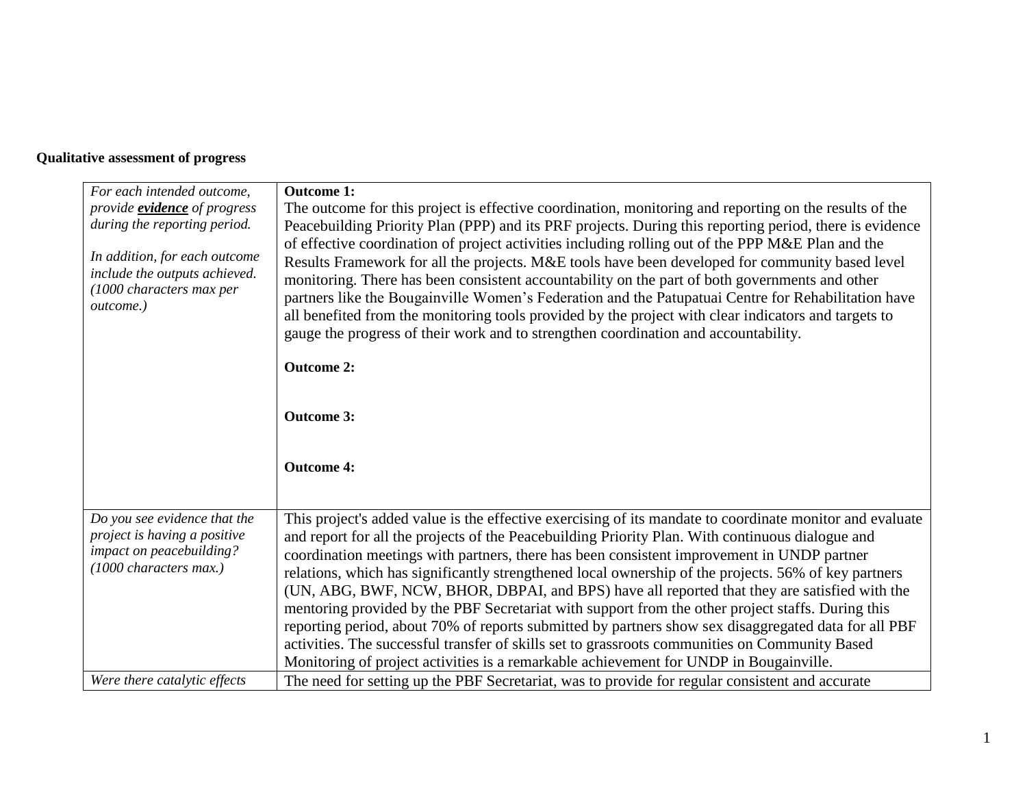**Qualitative assessment of progress**

| | |
|---|---|
| *For each intended outcome, provide **evidence** of progress during the reporting period.*<br><br>*In addition, for each outcome include the outputs achieved. (1000 characters max per outcome.)* | **Outcome 1:**<br>The outcome for this project is effective coordination, monitoring and reporting on the results of the Peacebuilding Priority Plan (PPP) and its PRF projects. During this reporting period, there is evidence of effective coordination of project activities including rolling out of the PPP M&E Plan and the Results Framework for all the projects. M&E tools have been developed for community based level monitoring. There has been consistent accountability on the part of both governments and other partners like the Bougainville Women's Federation and the Patupatuai Centre for Rehabilitation have all benefited from the monitoring tools provided by the project with clear indicators and targets to gauge the progress of their work and to strengthen coordination and accountability.<br><br>**Outcome 2:**<br><br>**Outcome 3:**<br><br>**Outcome 4:** |
| *Do you see evidence that the project is having a positive impact on peacebuilding? (1000 characters max.)* | This project's added value is the effective exercising of its mandate to coordinate monitor and evaluate and report for all the projects of the Peacebuilding Priority Plan. With continuous dialogue and coordination meetings with partners, there has been consistent improvement in UNDP partner relations, which has significantly strengthened local ownership of the projects. 56% of key partners (UN, ABG, BWF, NCW, BHOR, DBPAI, and BPS) have all reported that they are satisfied with the mentoring provided by the PBF Secretariat with support from the other project staffs. During this reporting period, about 70% of reports submitted by partners show sex disaggregated data for all PBF activities. The successful transfer of skills set to grassroots communities on Community Based Monitoring of project activities is a remarkable achievement for UNDP in Bougainville. |
| *Were there catalytic effects* | The need for setting up the PBF Secretariat, was to provide for regular consistent and accurate |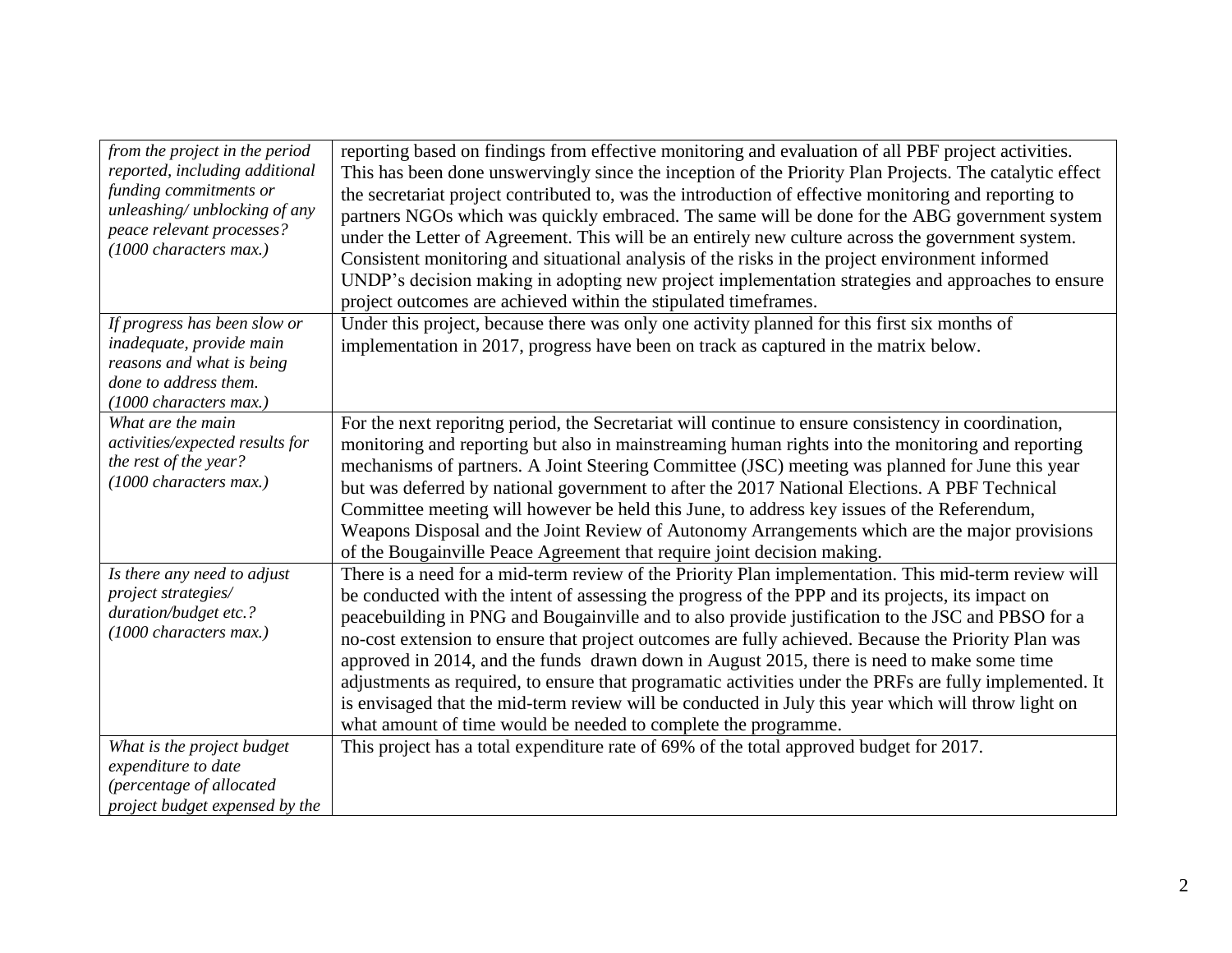| | |
|---|---|
| *from the project in the period reported, including additional funding commitments or unleashing/ unblocking of any peace relevant processes? (1000 characters max.)* | reporting based on findings from effective monitoring and evaluation of all PBF project activities. This has been done unswervingly since the inception of the Priority Plan Projects. The catalytic effect the secretariat project contributed to, was the introduction of effective monitoring and reporting to partners NGOs which was quickly embraced. The same will be done for the ABG government system under the Letter of Agreement. This will be an entirely new culture across the government system. Consistent monitoring and situational analysis of the risks in the project environment informed UNDP's decision making in adopting new project implementation strategies and approaches to ensure project outcomes are achieved within the stipulated timeframes. |
| *If progress has been slow or inadequate, provide main reasons and what is being done to address them. (1000 characters max.)* | Under this project, because there was only one activity planned for this first six months of implementation in 2017, progress have been on track as captured in the matrix below. |
| *What are the main activities/expected results for the rest of the year? (1000 characters max.)* | For the next reporitng period, the Secretariat will continue to ensure consistency in coordination, monitoring and reporting but also in mainstreaming human rights into the monitoring and reporting mechanisms of partners. A Joint Steering Committee (JSC) meeting was planned for June this year but was deferred by national government to after the 2017 National Elections. A PBF Technical Committee meeting will however be held this June, to address key issues of the Referendum, Weapons Disposal and the Joint Review of Autonomy Arrangements which are the major provisions of the Bougainville Peace Agreement that require joint decision making. |
| *Is there any need to adjust project strategies/ duration/budget etc.? (1000 characters max.)* | There is a need for a mid-term review of the Priority Plan implementation. This mid-term review will be conducted with the intent of assessing the progress of the PPP and its projects, its impact on peacebuilding in PNG and Bougainville and to also provide justification to the JSC and PBSO for a no-cost extension to ensure that project outcomes are fully achieved. Because the Priority Plan was approved in 2014, and the funds drawn down in August 2015, there is need to make some time adjustments as required, to ensure that programatic activities under the PRFs are fully implemented. It is envisaged that the mid-term review will be conducted in July this year which will throw light on what amount of time would be needed to complete the programme. |
| *What is the project budget expenditure to date (percentage of allocated project budget expensed by the* | This project has a total expenditure rate of 69% of the total approved budget for 2017. |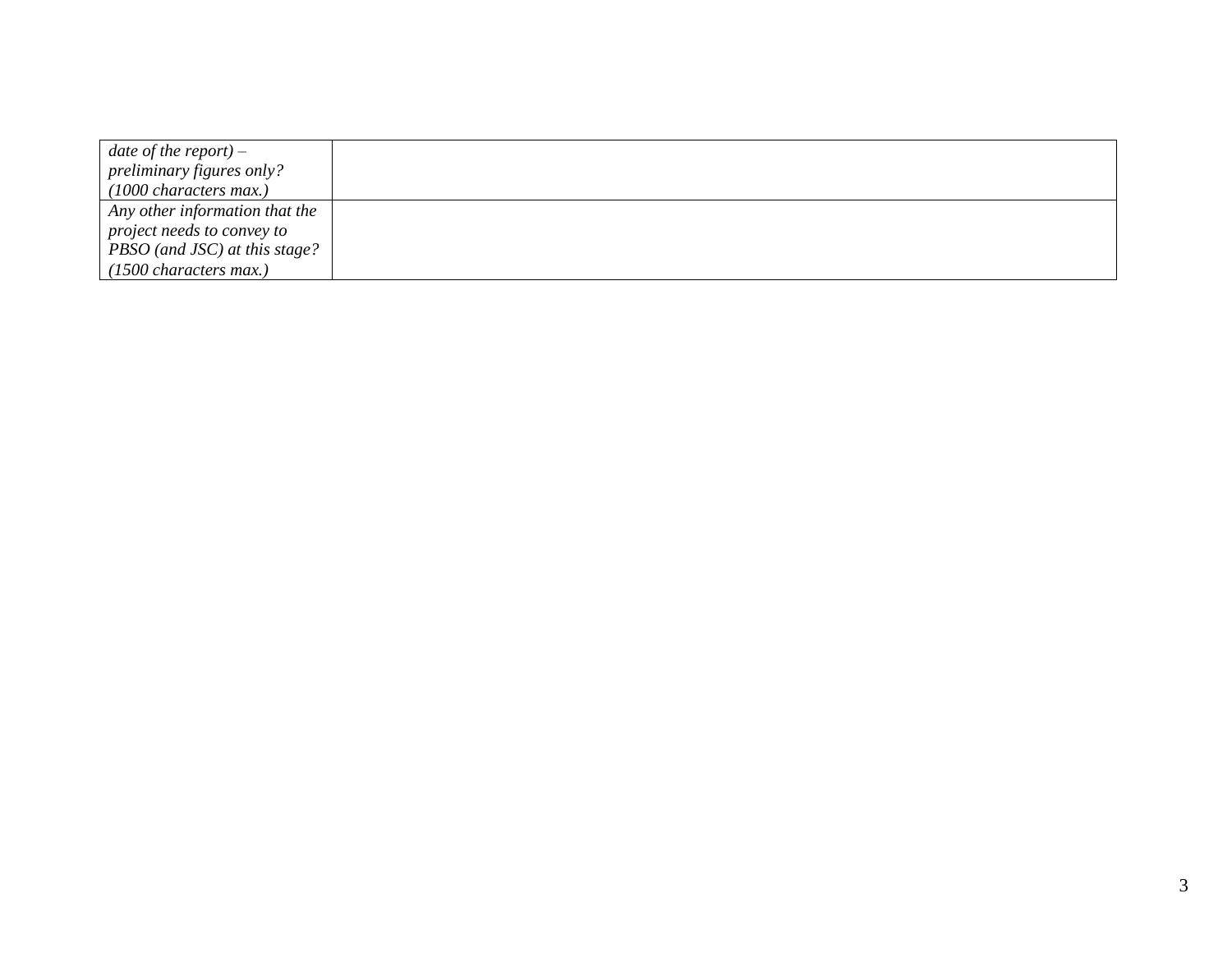| | |
|---|---|
| *date of the report) – preliminary figures only? (1000 characters max.)* | |
| *Any other information that the project needs to convey to PBSO (and JSC) at this stage? (1500 characters max.)* | |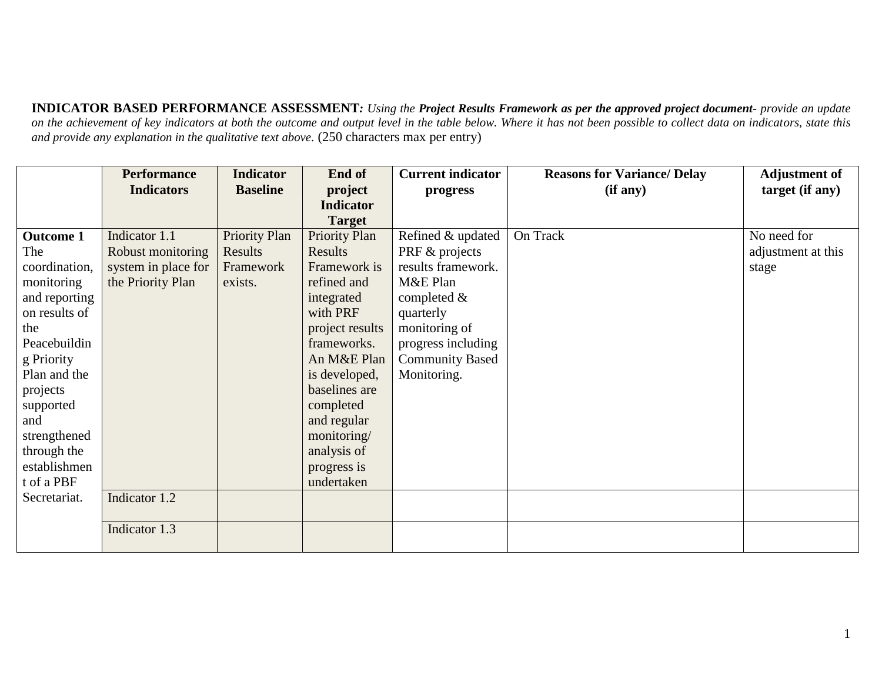**INDICATOR BASED PERFORMANCE ASSESSMENT***: Using the* ***Project Results Framework as per the approved project document****- provide an update on the achievement of key indicators at both the outcome and output level in the table below. Where it has not been possible to collect data on indicators, state this and provide any explanation in the qualitative text above.* (250 characters max per entry)

| | Performance Indicators | Indicator Baseline | End of project Indicator Target | Current indicator progress | Reasons for Variance/ Delay (if any) | Adjustment of target (if any) |
|---|---|---|---|---|---|---|
| **Outcome 1** The coordination, monitoring and reporting on results of the Peacebuilding Priority Plan and the projects supported and strengthened through the establishment of a PBF Secretariat. | Indicator 1.1 Robust monitoring system in place for the Priority Plan | Priority Plan Results Framework exists. | Priority Plan Results Framework is refined and integrated with PRF project results frameworks. An M&E Plan is developed, baselines are completed and regular monitoring/ analysis of progress is undertaken | Refined & updated PRF & projects results framework. M&E Plan completed & quarterly monitoring of progress including Community Based Monitoring. | On Track | No need for adjustment at this stage |
| | Indicator 1.2 | | | | | |
| | Indicator 1.3 | | | | | |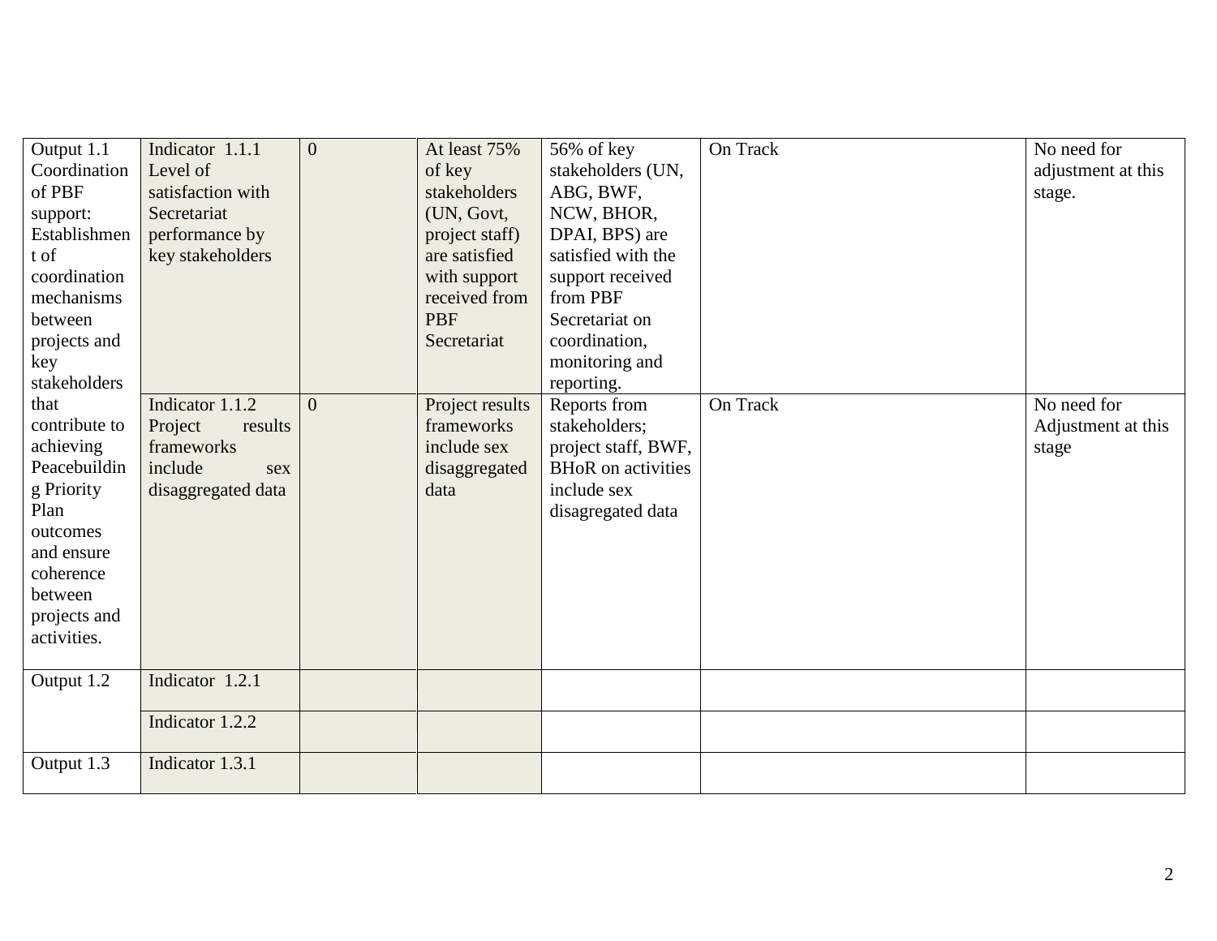| Output 1.1 Coordination of PBF support: Establishment of coordination mechanisms between projects and key stakeholders that contribute to achieving Peacebuilding Priority Plan outcomes and ensure coherence between projects and activities. | Indicator 1.1.1 Level of satisfaction with Secretariat performance by key stakeholders | 0 | At least 75% of key stakeholders (UN, Govt, project staff) are satisfied with support received from PBF Secretariat | 56% of key stakeholders (UN, ABG, BWF, NCW, BHOR, DPAI, BPS) are satisfied with the support received from PBF Secretariat on coordination, monitoring and reporting. | On Track | No need for adjustment at this stage. |
|---|---|---|---|---|---|---|
| | Indicator 1.1.2 Project results frameworks include sex disaggregated data | 0 | Project results frameworks include sex disaggregated data | Reports from stakeholders; project staff, BWF, BHoR on activities include sex disagregated data | On Track | No need for Adjustment at this stage |
| Output 1.2 | Indicator 1.2.1 | | | | | |
| | Indicator 1.2.2 | | | | | |
| Output 1.3 | Indicator 1.3.1 | | | | | |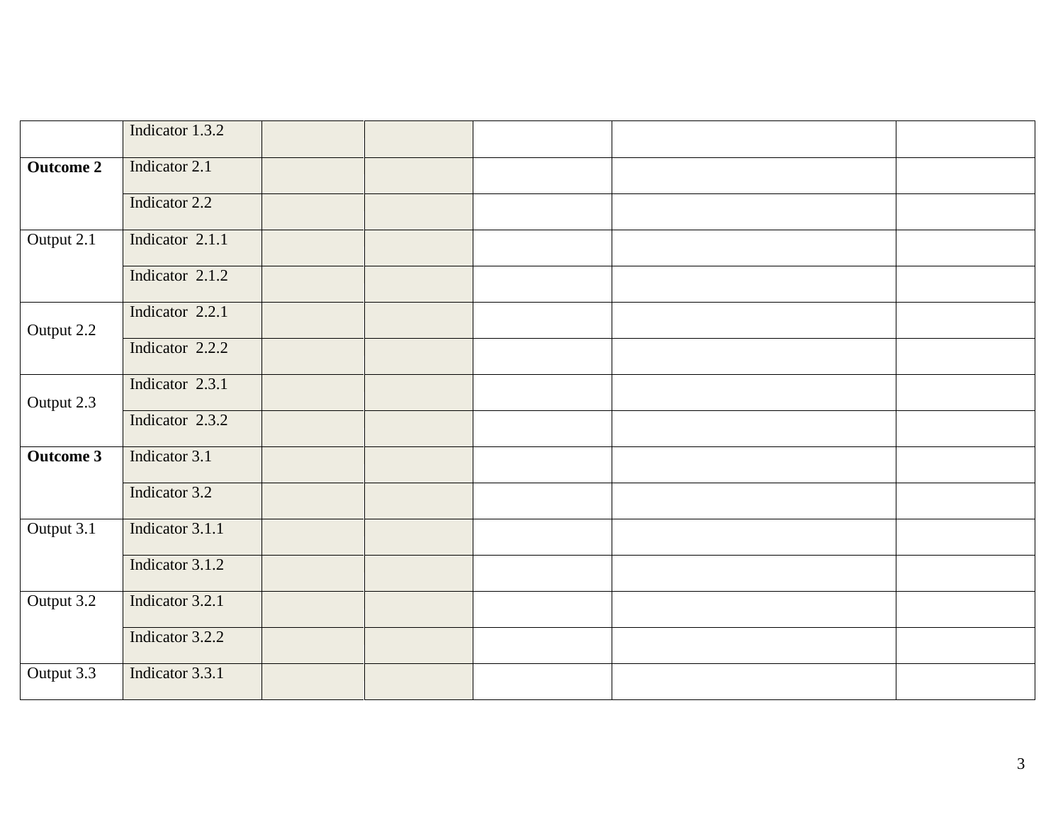| | | | | | | |
|---|---|---|---|---|---|---|
| | Indicator 1.3.2 | | | | | |
| **Outcome 2** | Indicator 2.1 | | | | | |
| | Indicator 2.2 | | | | | |
| Output 2.1 | Indicator 2.1.1 | | | | | |
| | Indicator 2.1.2 | | | | | |
| Output 2.2 | Indicator 2.2.1 | | | | | |
| | Indicator 2.2.2 | | | | | |
| Output 2.3 | Indicator 2.3.1 | | | | | |
| | Indicator 2.3.2 | | | | | |
| **Outcome 3** | Indicator 3.1 | | | | | |
| | Indicator 3.2 | | | | | |
| Output 3.1 | Indicator 3.1.1 | | | | | |
| | Indicator 3.1.2 | | | | | |
| Output 3.2 | Indicator 3.2.1 | | | | | |
| | Indicator 3.2.2 | | | | | |
| Output 3.3 | Indicator 3.3.1 | | | | | |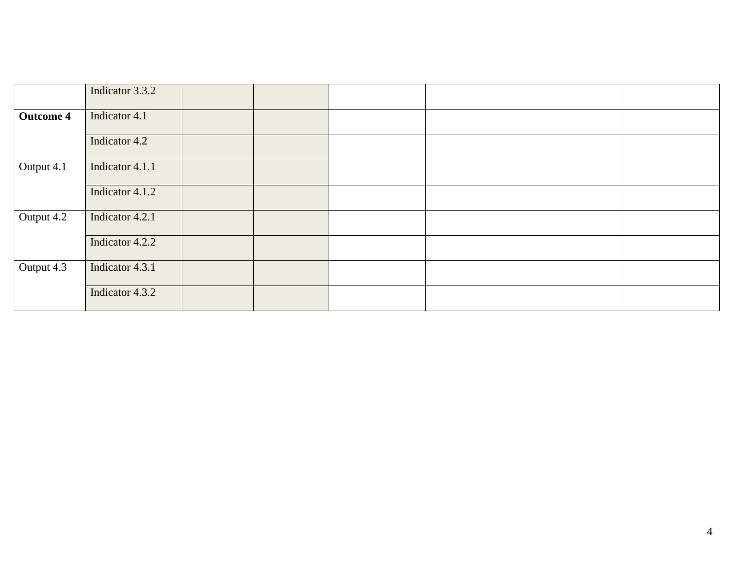| | | | | | | |
|---|---|---|---|---|---|---|
| | Indicator 3.3.2 | | | | | |
| **Outcome 4** | Indicator 4.1 | | | | | |
| | Indicator 4.2 | | | | | |
| Output 4.1 | Indicator 4.1.1 | | | | | |
| | Indicator 4.1.2 | | | | | |
| Output 4.2 | Indicator 4.2.1 | | | | | |
| | Indicator 4.2.2 | | | | | |
| Output 4.3 | Indicator 4.3.1 | | | | | |
| | Indicator 4.3.2 | | | | | |